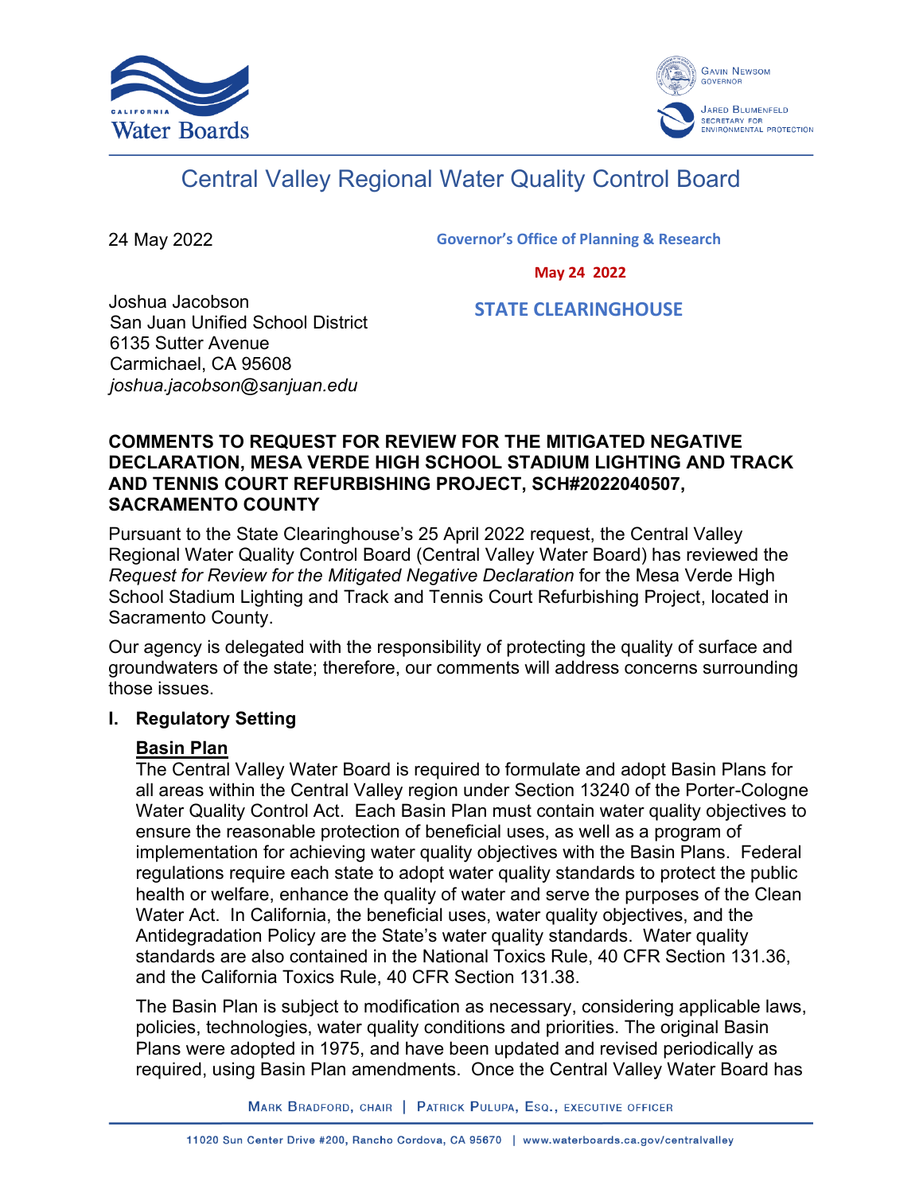# Central Valley Regional Water Quality Control Board

24 May 2022

Governor's Office of Planning & Research

May 24 2022

STATE CLEARINGHOUSE

Joshua Jacobson
San Juan Unified School District
6135 Sutter Avenue
Carmichael, CA 95608
*joshua.jacobson@sanjuan.edu*

**COMMENTS TO REQUEST FOR REVIEW FOR THE MITIGATED NEGATIVE DECLARATION, MESA VERDE HIGH SCHOOL STADIUM LIGHTING AND TRACK AND TENNIS COURT REFURBISHING PROJECT, SCH#2022040507, SACRAMENTO COUNTY**

Pursuant to the State Clearinghouse's 25 April 2022 request, the Central Valley Regional Water Quality Control Board (Central Valley Water Board) has reviewed the *Request for Review for the Mitigated Negative Declaration* for the Mesa Verde High School Stadium Lighting and Track and Tennis Court Refurbishing Project, located in Sacramento County.

Our agency is delegated with the responsibility of protecting the quality of surface and groundwaters of the state; therefore, our comments will address concerns surrounding those issues.

## I. Regulatory Setting

**Basin Plan**

The Central Valley Water Board is required to formulate and adopt Basin Plans for all areas within the Central Valley region under Section 13240 of the Porter-Cologne Water Quality Control Act. Each Basin Plan must contain water quality objectives to ensure the reasonable protection of beneficial uses, as well as a program of implementation for achieving water quality objectives with the Basin Plans. Federal regulations require each state to adopt water quality standards to protect the public health or welfare, enhance the quality of water and serve the purposes of the Clean Water Act. In California, the beneficial uses, water quality objectives, and the Antidegradation Policy are the State's water quality standards. Water quality standards are also contained in the National Toxics Rule, 40 CFR Section 131.36, and the California Toxics Rule, 40 CFR Section 131.38.

The Basin Plan is subject to modification as necessary, considering applicable laws, policies, technologies, water quality conditions and priorities. The original Basin Plans were adopted in 1975, and have been updated and revised periodically as required, using Basin Plan amendments. Once the Central Valley Water Board has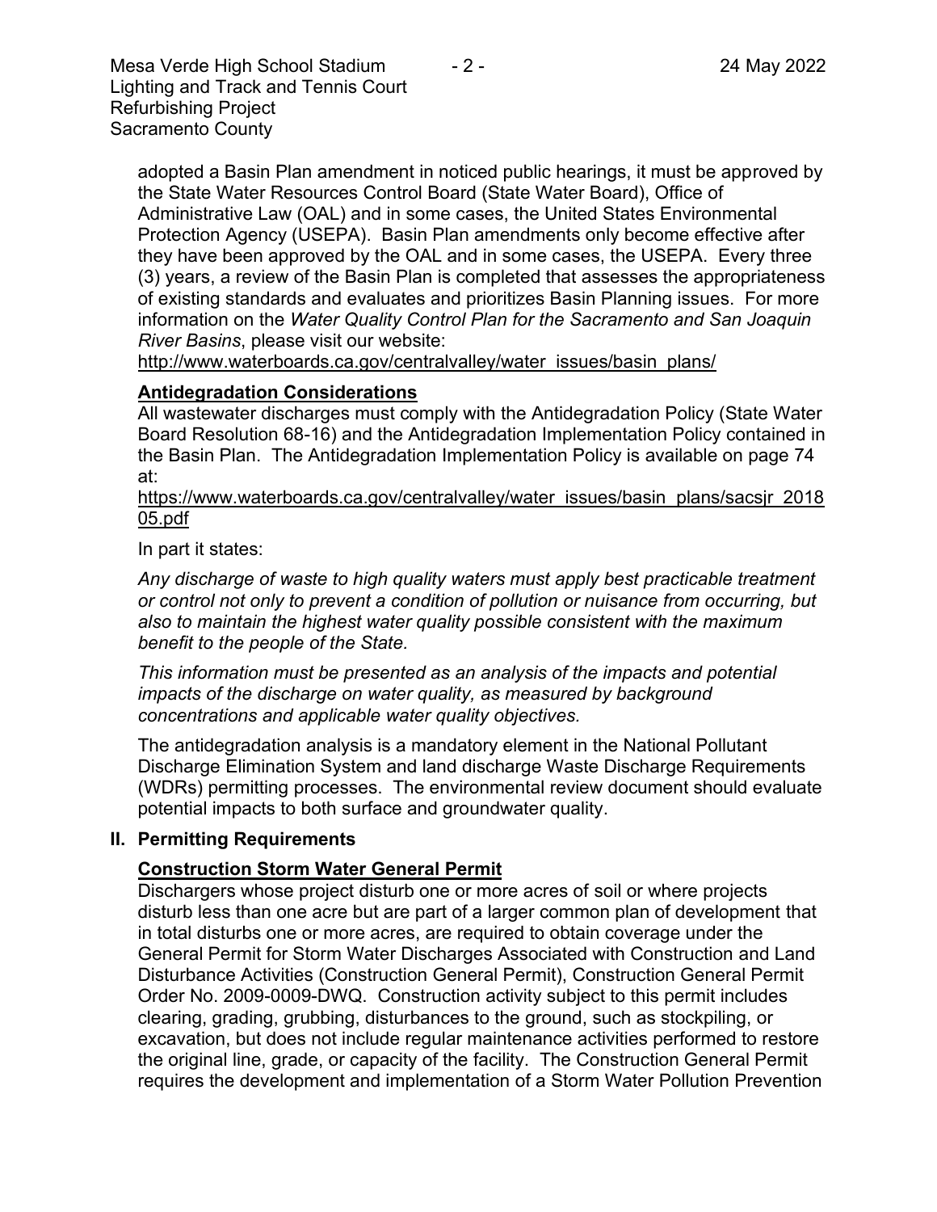adopted a Basin Plan amendment in noticed public hearings, it must be approved by the State Water Resources Control Board (State Water Board), Office of Administrative Law (OAL) and in some cases, the United States Environmental Protection Agency (USEPA). Basin Plan amendments only become effective after they have been approved by the OAL and in some cases, the USEPA. Every three (3) years, a review of the Basin Plan is completed that assesses the appropriateness of existing standards and evaluates and prioritizes Basin Planning issues. For more information on the *Water Quality Control Plan for the Sacramento and San Joaquin River Basins*, please visit our website:
http://www.waterboards.ca.gov/centralvalley/water_issues/basin_plans/

### Antidegradation Considerations

All wastewater discharges must comply with the Antidegradation Policy (State Water Board Resolution 68-16) and the Antidegradation Implementation Policy contained in the Basin Plan. The Antidegradation Implementation Policy is available on page 74 at:
https://www.waterboards.ca.gov/centralvalley/water_issues/basin_plans/sacsjr_201805.pdf

In part it states:

*Any discharge of waste to high quality waters must apply best practicable treatment or control not only to prevent a condition of pollution or nuisance from occurring, but also to maintain the highest water quality possible consistent with the maximum benefit to the people of the State.*

*This information must be presented as an analysis of the impacts and potential impacts of the discharge on water quality, as measured by background concentrations and applicable water quality objectives.*

The antidegradation analysis is a mandatory element in the National Pollutant Discharge Elimination System and land discharge Waste Discharge Requirements (WDRs) permitting processes. The environmental review document should evaluate potential impacts to both surface and groundwater quality.

## II. Permitting Requirements

### Construction Storm Water General Permit

Dischargers whose project disturb one or more acres of soil or where projects disturb less than one acre but are part of a larger common plan of development that in total disturbs one or more acres, are required to obtain coverage under the General Permit for Storm Water Discharges Associated with Construction and Land Disturbance Activities (Construction General Permit), Construction General Permit Order No. 2009-0009-DWQ. Construction activity subject to this permit includes clearing, grading, grubbing, disturbances to the ground, such as stockpiling, or excavation, but does not include regular maintenance activities performed to restore the original line, grade, or capacity of the facility. The Construction General Permit requires the development and implementation of a Storm Water Pollution Prevention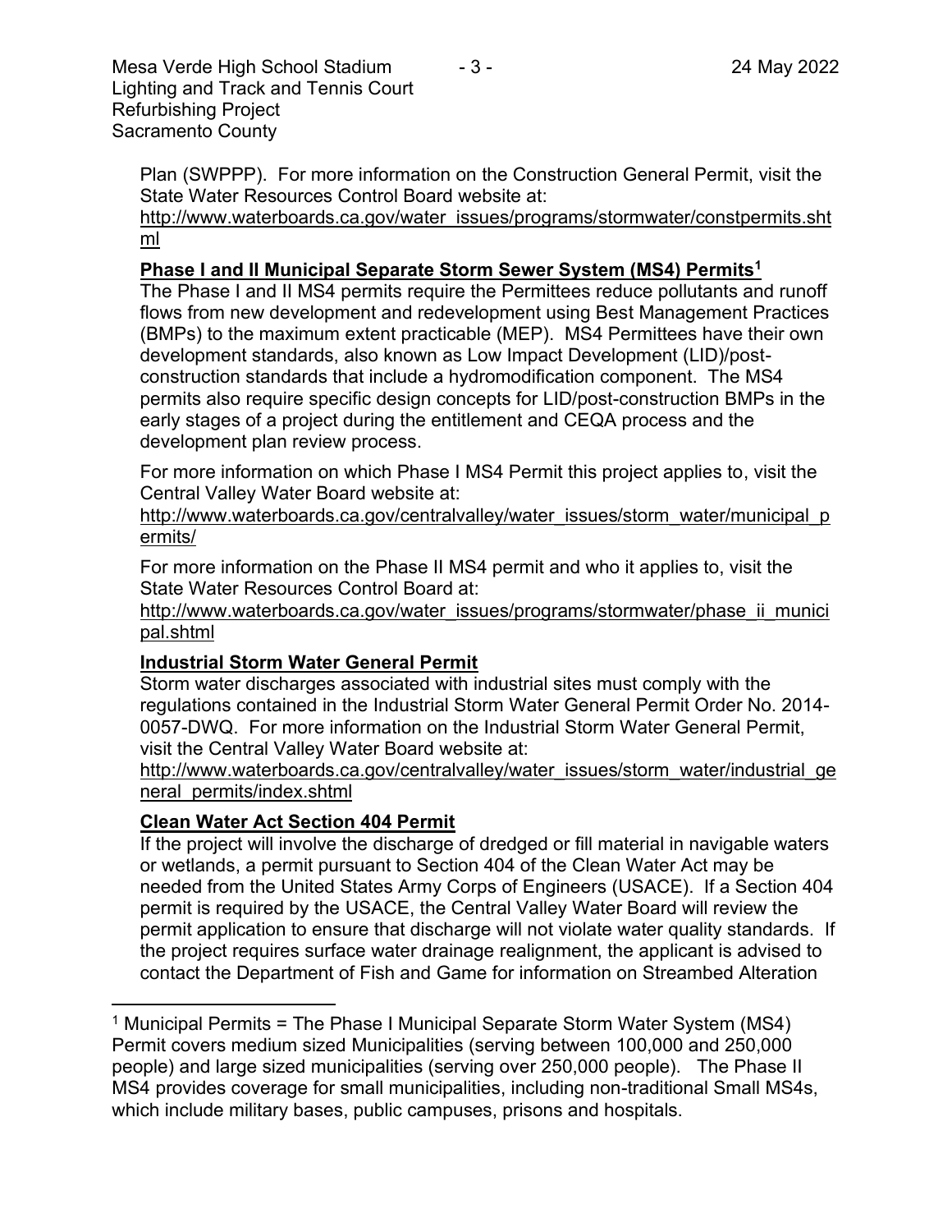Plan (SWPPP). For more information on the Construction General Permit, visit the State Water Resources Control Board website at:
http://www.waterboards.ca.gov/water_issues/programs/stormwater/constpermits.shtml

**Phase I and II Municipal Separate Storm Sewer System (MS4) Permits**[1]

The Phase I and II MS4 permits require the Permittees reduce pollutants and runoff flows from new development and redevelopment using Best Management Practices (BMPs) to the maximum extent practicable (MEP). MS4 Permittees have their own development standards, also known as Low Impact Development (LID)/post-construction standards that include a hydromodification component. The MS4 permits also require specific design concepts for LID/post-construction BMPs in the early stages of a project during the entitlement and CEQA process and the development plan review process.

For more information on which Phase I MS4 Permit this project applies to, visit the Central Valley Water Board website at:
http://www.waterboards.ca.gov/centralvalley/water_issues/storm_water/municipal_permits/

For more information on the Phase II MS4 permit and who it applies to, visit the State Water Resources Control Board at:
http://www.waterboards.ca.gov/water_issues/programs/stormwater/phase_ii_municipal.shtml

**Industrial Storm Water General Permit**

Storm water discharges associated with industrial sites must comply with the regulations contained in the Industrial Storm Water General Permit Order No. 2014-0057-DWQ. For more information on the Industrial Storm Water General Permit, visit the Central Valley Water Board website at:
http://www.waterboards.ca.gov/centralvalley/water_issues/storm_water/industrial_general_permits/index.shtml

**Clean Water Act Section 404 Permit**

If the project will involve the discharge of dredged or fill material in navigable waters or wetlands, a permit pursuant to Section 404 of the Clean Water Act may be needed from the United States Army Corps of Engineers (USACE). If a Section 404 permit is required by the USACE, the Central Valley Water Board will review the permit application to ensure that discharge will not violate water quality standards. If the project requires surface water drainage realignment, the applicant is advised to contact the Department of Fish and Game for information on Streambed Alteration

---

[1] Municipal Permits = The Phase I Municipal Separate Storm Water System (MS4) Permit covers medium sized Municipalities (serving between 100,000 and 250,000 people) and large sized municipalities (serving over 250,000 people). The Phase II MS4 provides coverage for small municipalities, including non-traditional Small MS4s, which include military bases, public campuses, prisons and hospitals.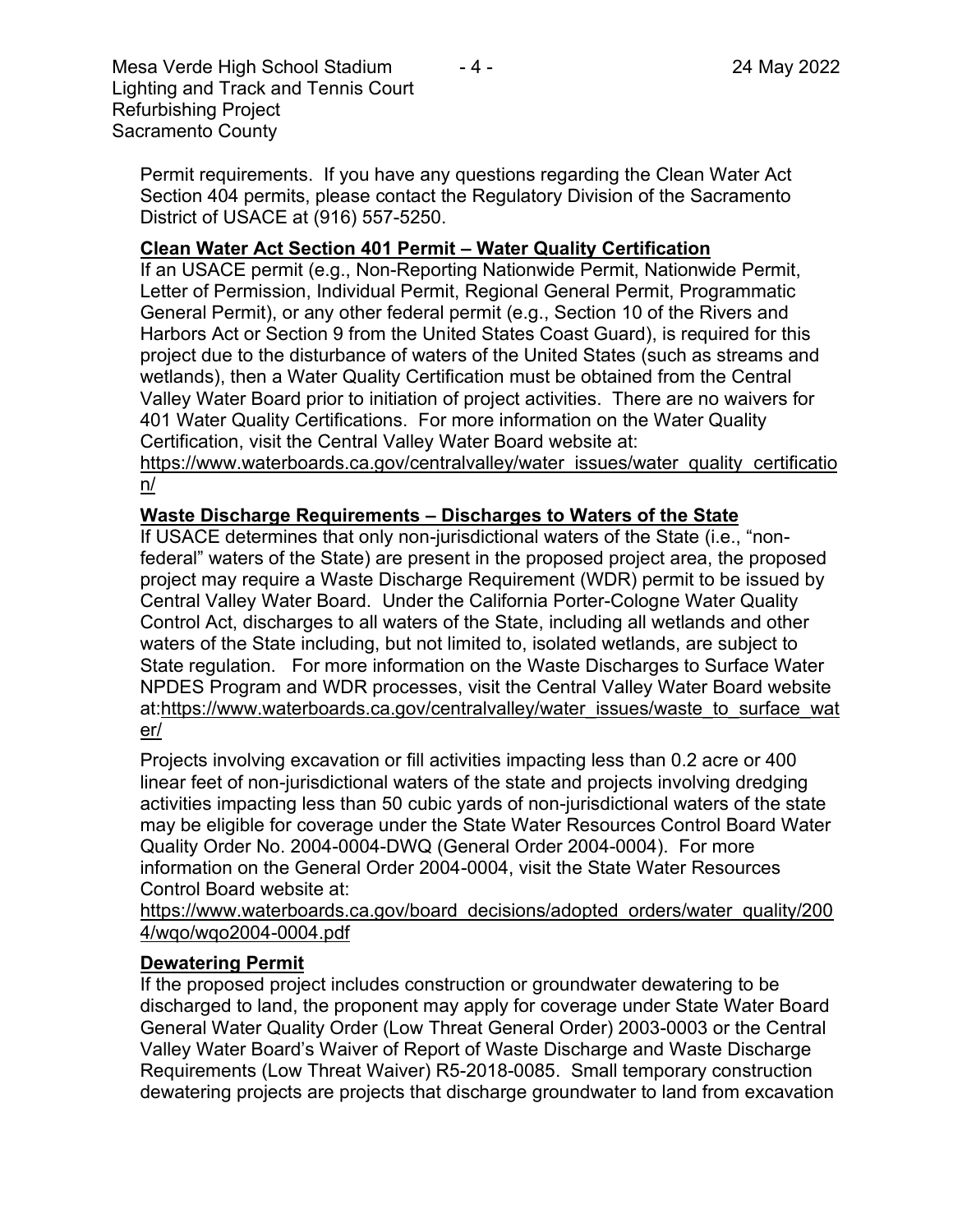Permit requirements. If you have any questions regarding the Clean Water Act Section 404 permits, please contact the Regulatory Division of the Sacramento District of USACE at (916) 557-5250.

**Clean Water Act Section 401 Permit – Water Quality Certification**

If an USACE permit (e.g., Non-Reporting Nationwide Permit, Nationwide Permit, Letter of Permission, Individual Permit, Regional General Permit, Programmatic General Permit), or any other federal permit (e.g., Section 10 of the Rivers and Harbors Act or Section 9 from the United States Coast Guard), is required for this project due to the disturbance of waters of the United States (such as streams and wetlands), then a Water Quality Certification must be obtained from the Central Valley Water Board prior to initiation of project activities. There are no waivers for 401 Water Quality Certifications. For more information on the Water Quality Certification, visit the Central Valley Water Board website at: https://www.waterboards.ca.gov/centralvalley/water_issues/water_quality_certification/

**Waste Discharge Requirements – Discharges to Waters of the State**

If USACE determines that only non-jurisdictional waters of the State (i.e., "non-federal" waters of the State) are present in the proposed project area, the proposed project may require a Waste Discharge Requirement (WDR) permit to be issued by Central Valley Water Board. Under the California Porter-Cologne Water Quality Control Act, discharges to all waters of the State, including all wetlands and other waters of the State including, but not limited to, isolated wetlands, are subject to State regulation. For more information on the Waste Discharges to Surface Water NPDES Program and WDR processes, visit the Central Valley Water Board website at:https://www.waterboards.ca.gov/centralvalley/water_issues/waste_to_surface_water/

Projects involving excavation or fill activities impacting less than 0.2 acre or 400 linear feet of non-jurisdictional waters of the state and projects involving dredging activities impacting less than 50 cubic yards of non-jurisdictional waters of the state may be eligible for coverage under the State Water Resources Control Board Water Quality Order No. 2004-0004-DWQ (General Order 2004-0004). For more information on the General Order 2004-0004, visit the State Water Resources Control Board website at:

https://www.waterboards.ca.gov/board_decisions/adopted_orders/water_quality/2004/wqo/wqo2004-0004.pdf

**Dewatering Permit**

If the proposed project includes construction or groundwater dewatering to be discharged to land, the proponent may apply for coverage under State Water Board General Water Quality Order (Low Threat General Order) 2003-0003 or the Central Valley Water Board's Waiver of Report of Waste Discharge and Waste Discharge Requirements (Low Threat Waiver) R5-2018-0085. Small temporary construction dewatering projects are projects that discharge groundwater to land from excavation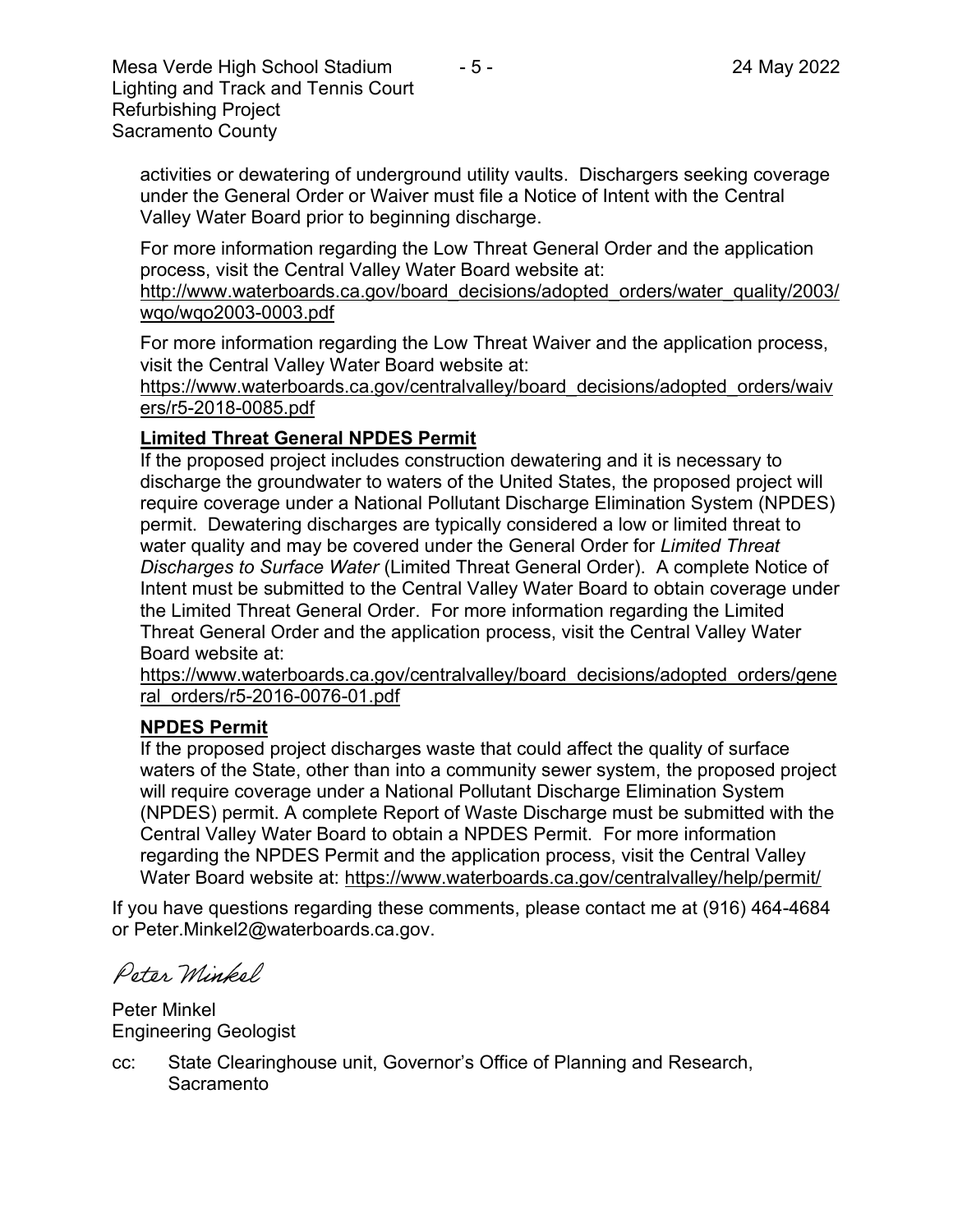activities or dewatering of underground utility vaults. Dischargers seeking coverage under the General Order or Waiver must file a Notice of Intent with the Central Valley Water Board prior to beginning discharge.

For more information regarding the Low Threat General Order and the application process, visit the Central Valley Water Board website at: http://www.waterboards.ca.gov/board_decisions/adopted_orders/water_quality/2003/wqo/wqo2003-0003.pdf

For more information regarding the Low Threat Waiver and the application process, visit the Central Valley Water Board website at: https://www.waterboards.ca.gov/centralvalley/board_decisions/adopted_orders/waivers/r5-2018-0085.pdf

**Limited Threat General NPDES Permit**

If the proposed project includes construction dewatering and it is necessary to discharge the groundwater to waters of the United States, the proposed project will require coverage under a National Pollutant Discharge Elimination System (NPDES) permit. Dewatering discharges are typically considered a low or limited threat to water quality and may be covered under the General Order for *Limited Threat Discharges to Surface Water* (Limited Threat General Order). A complete Notice of Intent must be submitted to the Central Valley Water Board to obtain coverage under the Limited Threat General Order. For more information regarding the Limited Threat General Order and the application process, visit the Central Valley Water Board website at: https://www.waterboards.ca.gov/centralvalley/board_decisions/adopted_orders/general_orders/r5-2016-0076-01.pdf

**NPDES Permit**

If the proposed project discharges waste that could affect the quality of surface waters of the State, other than into a community sewer system, the proposed project will require coverage under a National Pollutant Discharge Elimination System (NPDES) permit. A complete Report of Waste Discharge must be submitted with the Central Valley Water Board to obtain a NPDES Permit. For more information regarding the NPDES Permit and the application process, visit the Central Valley Water Board website at: https://www.waterboards.ca.gov/centralvalley/help/permit/

If you have questions regarding these comments, please contact me at (916) 464-4684 or Peter.Minkel2@waterboards.ca.gov.

*Peter Minkel*

Peter Minkel
Engineering Geologist

cc: State Clearinghouse unit, Governor's Office of Planning and Research, Sacramento